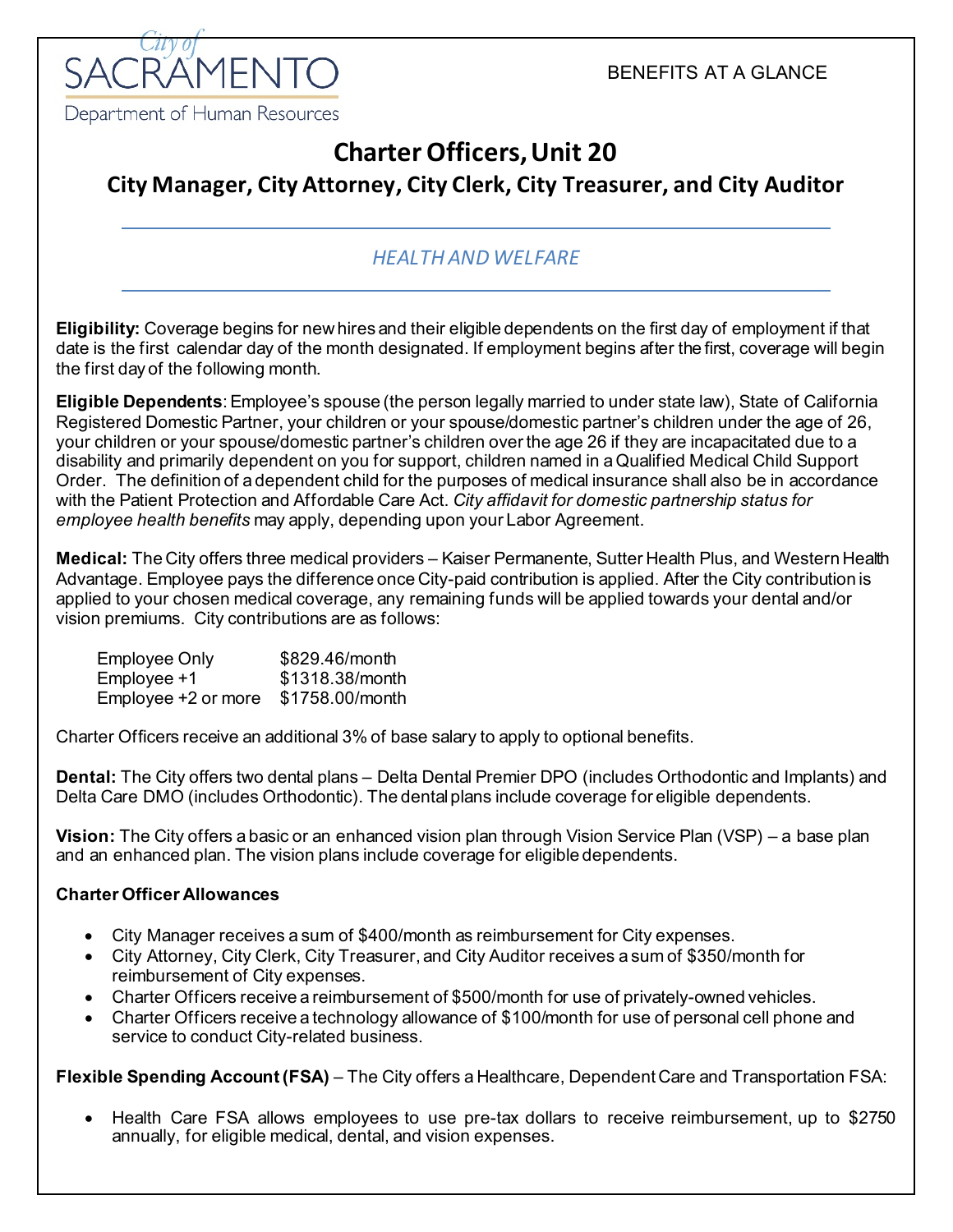City of SACRAMENTO

Department of Human Resources

BENEFITS AT A GLANCE

# Charter Officers, Unit 20

## City Manager, City Attorney, City Clerk, City Treasurer, and City Auditor

### *HEALTH AND WELFARE*

**Eligibility:** Coverage begins for new hires and their eligible dependents on the first day of employment if that date is the first calendar day of the month designated. If employment begins after the first, coverage will begin the first day of the following month.

**Eligible Dependents**: Employee's spouse (the person legally married to under state law), State of California Registered Domestic Partner, your children or your spouse/domestic partner's children under the age of 26, your children or your spouse/domestic partner's children over the age 26 if they are incapacitated due to a disability and primarily dependent on you for support, children named in a Qualified Medical Child Support Order. The definition of a dependent child for the purposes of medical insurance shall also be in accordance with the Patient Protection and Affordable Care Act. *City affidavit for domestic partnership status for employee health benefits* may apply, depending upon your Labor Agreement.

**Medical:** The City offers three medical providers – Kaiser Permanente, Sutter Health Plus, and Western Health Advantage. Employee pays the difference once City-paid contribution is applied. After the City contribution is applied to your chosen medical coverage, any remaining funds will be applied towards your dental and/or vision premiums. City contributions are as follows:

| | |
|---|---|
| Employee Only | $829.46/month |
| Employee +1 | $1318.38/month |
| Employee +2 or more | $1758.00/month |

Charter Officers receive an additional 3% of base salary to apply to optional benefits.

**Dental:** The City offers two dental plans – Delta Dental Premier DPO (includes Orthodontic and Implants) and Delta Care DMO (includes Orthodontic). The dental plans include coverage for eligible dependents.

**Vision:** The City offers a basic or an enhanced vision plan through Vision Service Plan (VSP) – a base plan and an enhanced plan. The vision plans include coverage for eligible dependents.

**Charter Officer Allowances**

- City Manager receives a sum of $400/month as reimbursement for City expenses.
- City Attorney, City Clerk, City Treasurer, and City Auditor receives a sum of $350/month for reimbursement of City expenses.
- Charter Officers receive a reimbursement of $500/month for use of privately-owned vehicles.
- Charter Officers receive a technology allowance of $100/month for use of personal cell phone and service to conduct City-related business.

**Flexible Spending Account (FSA)** – The City offers a Healthcare, Dependent Care and Transportation FSA:

- Health Care FSA allows employees to use pre-tax dollars to receive reimbursement, up to $2750 annually, for eligible medical, dental, and vision expenses.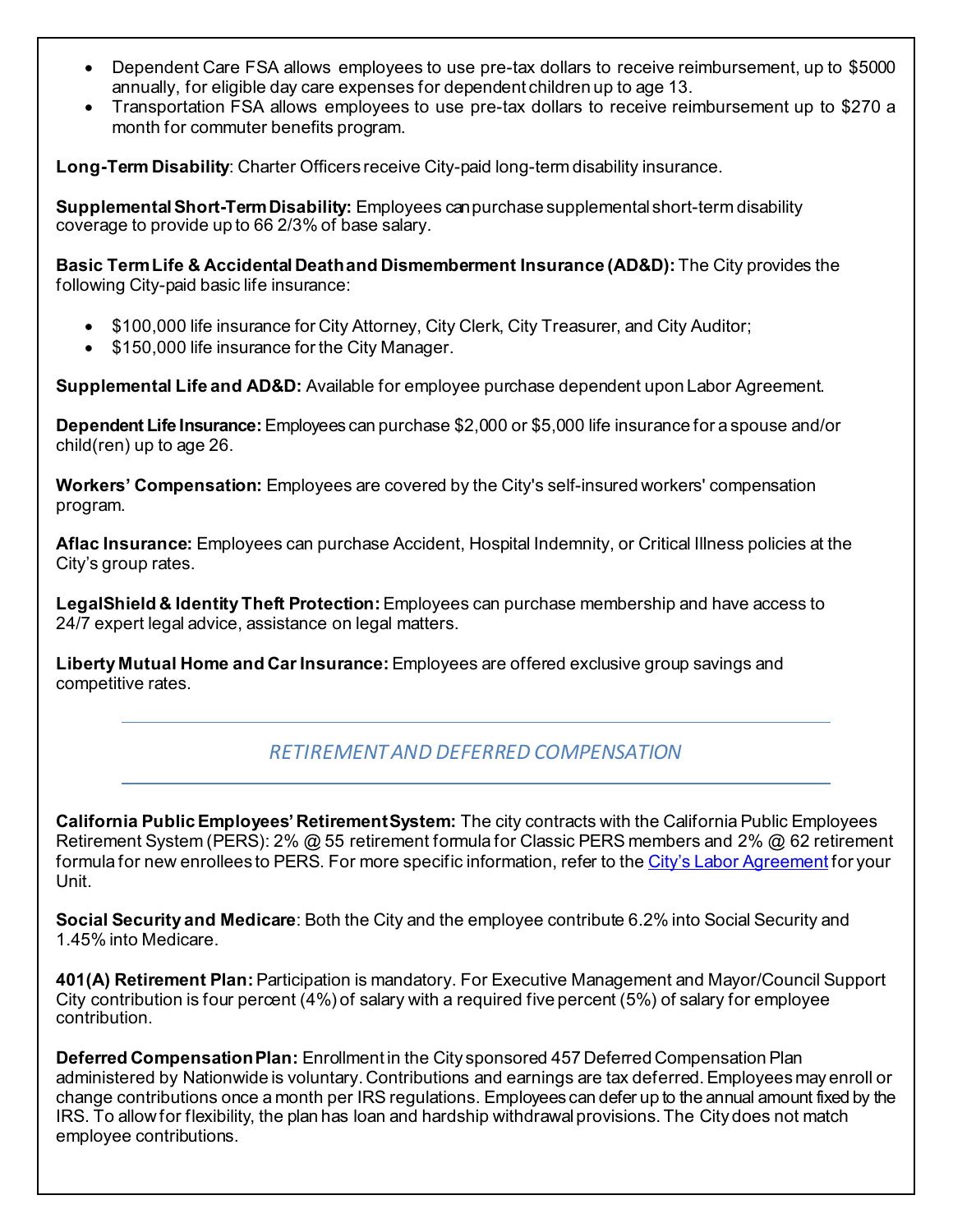- Dependent Care FSA allows employees to use pre-tax dollars to receive reimbursement, up to $5000 annually, for eligible day care expenses for dependent children up to age 13.
- Transportation FSA allows employees to use pre-tax dollars to receive reimbursement up to $270 a month for commuter benefits program.

**Long-Term Disability**: Charter Officers receive City-paid long-term disability insurance.

**Supplemental Short-Term Disability:** Employees can purchase supplemental short-term disability coverage to provide up to 66 2/3% of base salary.

**Basic Term Life & Accidental Death and Dismemberment Insurance (AD&D):** The City provides the following City-paid basic life insurance:

- $100,000 life insurance for City Attorney, City Clerk, City Treasurer, and City Auditor;
- $150,000 life insurance for the City Manager.

**Supplemental Life and AD&D:** Available for employee purchase dependent upon Labor Agreement.

**Dependent Life Insurance:** Employees can purchase $2,000 or $5,000 life insurance for a spouse and/or child(ren) up to age 26.

**Workers' Compensation:** Employees are covered by the City's self-insured workers' compensation program.

**Aflac Insurance:** Employees can purchase Accident, Hospital Indemnity, or Critical Illness policies at the City's group rates.

**LegalShield & Identity Theft Protection:** Employees can purchase membership and have access to 24/7 expert legal advice, assistance on legal matters.

**Liberty Mutual Home and Car Insurance:** Employees are offered exclusive group savings and competitive rates.

## *RETIREMENT AND DEFERRED COMPENSATION*

**California Public Employees' Retirement System:** The city contracts with the California Public Employees Retirement System (PERS): 2% @ 55 retirement formula for Classic PERS members and 2% @ 62 retirement formula for new enrollees to PERS. For more specific information, refer to the City's Labor Agreement for your Unit.

**Social Security and Medicare**: Both the City and the employee contribute 6.2% into Social Security and 1.45% into Medicare.

**401(A) Retirement Plan:** Participation is mandatory. For Executive Management and Mayor/Council Support City contribution is four percent (4%) of salary with a required five percent (5%) of salary for employee contribution.

**Deferred Compensation Plan:** Enrollment in the City sponsored 457 Deferred Compensation Plan administered by Nationwide is voluntary. Contributions and earnings are tax deferred. Employees may enroll or change contributions once a month per IRS regulations. Employees can defer up to the annual amount fixed by the IRS. To allow for flexibility, the plan has loan and hardship withdrawal provisions. The City does not match employee contributions.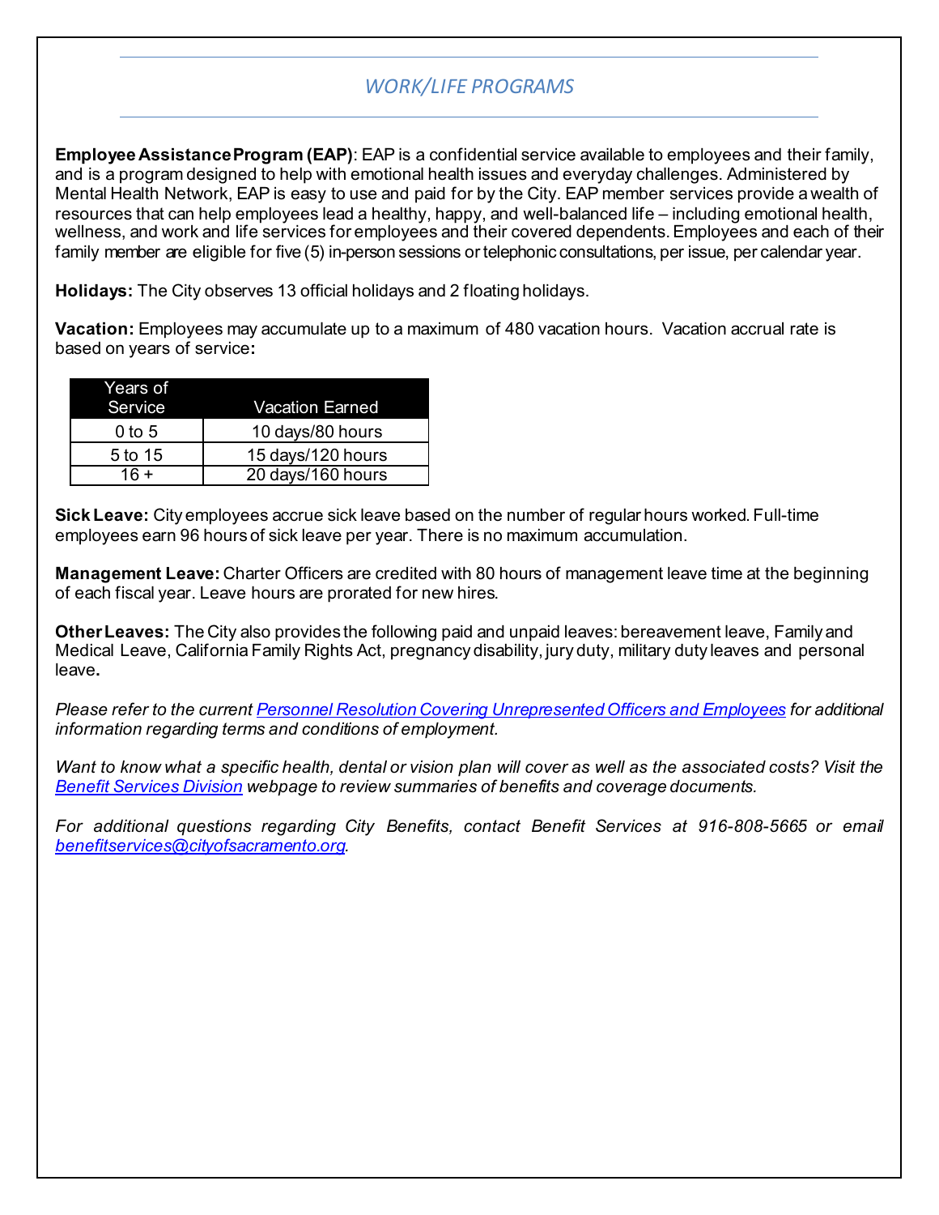## *WORK/LIFE PROGRAMS*

**Employee Assistance Program (EAP)**: EAP is a confidential service available to employees and their family, and is a program designed to help with emotional health issues and everyday challenges. Administered by Mental Health Network, EAP is easy to use and paid for by the City. EAP member services provide a wealth of resources that can help employees lead a healthy, happy, and well-balanced life – including emotional health, wellness, and work and life services for employees and their covered dependents. Employees and each of their family member are eligible for five (5) in-person sessions or telephonic consultations, per issue, per calendar year.

**Holidays:** The City observes 13 official holidays and 2 floating holidays.

**Vacation:** Employees may accumulate up to a maximum of 480 vacation hours. Vacation accrual rate is based on years of service**:**

| Years of Service | Vacation Earned |
|---|---|
| 0 to 5 | 10 days/80 hours |
| 5 to 15 | 15 days/120 hours |
| 16 + | 20 days/160 hours |

**Sick Leave:** City employees accrue sick leave based on the number of regular hours worked. Full-time employees earn 96 hours of sick leave per year. There is no maximum accumulation.

**Management Leave:** Charter Officers are credited with 80 hours of management leave time at the beginning of each fiscal year. Leave hours are prorated for new hires.

**Other Leaves:** The City also provides the following paid and unpaid leaves: bereavement leave, Family and Medical Leave, California Family Rights Act, pregnancy disability, jury duty, military duty leaves and personal leave**.**

*Please refer to the current [Personnel Resolution Covering Unrepresented Officers and Employees]() for additional information regarding terms and conditions of employment.*

*Want to know what a specific health, dental or vision plan will cover as well as the associated costs? Visit the [Benefit Services Division]() webpage to review summaries of benefits and coverage documents.*

*For additional questions regarding City Benefits, contact Benefit Services at 916-808-5665 or email [benefitservices@cityofsacramento.org](mailto:benefitservices@cityofsacramento.org).*